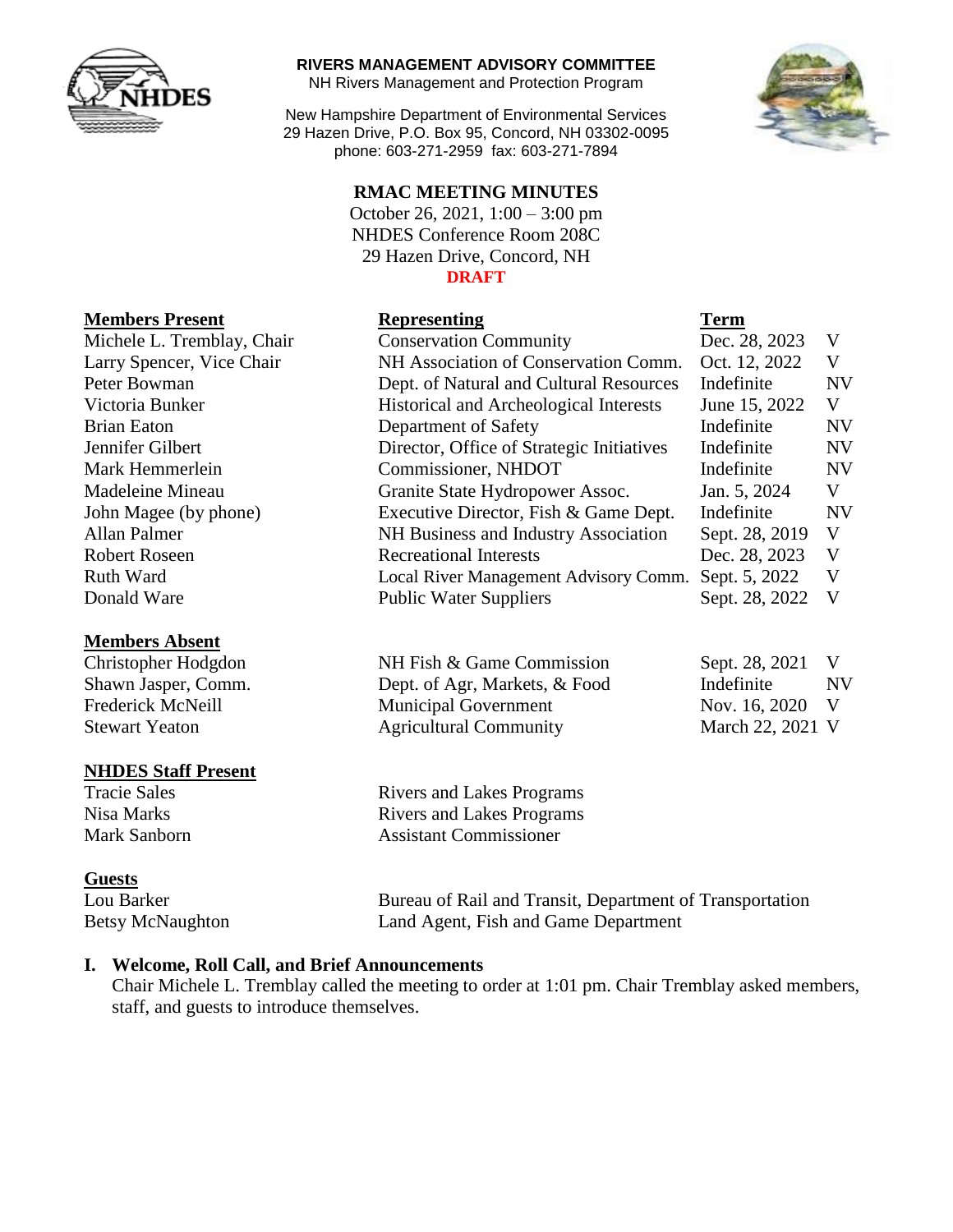**RIVERS MANAGEMENT ADVISORY COMMITTEE**
NH Rivers Management and Protection Program

New Hampshire Department of Environmental Services
29 Hazen Drive, P.O. Box 95, Concord, NH 03302-0095
phone: 603-271-2959 fax: 603-271-7894

# RMAC MEETING MINUTES

October 26, 2021, 1:00 – 3:00 pm
NHDES Conference Room 208C
29 Hazen Drive, Concord, NH
**DRAFT**

| Members Present | Representing | Term | |
|---|---|---|---|
| Michele L. Tremblay, Chair | Conservation Community | Dec. 28, 2023 | V |
| Larry Spencer, Vice Chair | NH Association of Conservation Comm. | Oct. 12, 2022 | V |
| Peter Bowman | Dept. of Natural and Cultural Resources | Indefinite | NV |
| Victoria Bunker | Historical and Archeological Interests | June 15, 2022 | V |
| Brian Eaton | Department of Safety | Indefinite | NV |
| Jennifer Gilbert | Director, Office of Strategic Initiatives | Indefinite | NV |
| Mark Hemmerlein | Commissioner, NHDOT | Indefinite | NV |
| Madeleine Mineau | Granite State Hydropower Assoc. | Jan. 5, 2024 | V |
| John Magee (by phone) | Executive Director, Fish & Game Dept. | Indefinite | NV |
| Allan Palmer | NH Business and Industry Association | Sept. 28, 2019 | V |
| Robert Roseen | Recreational Interests | Dec. 28, 2023 | V |
| Ruth Ward | Local River Management Advisory Comm. | Sept. 5, 2022 | V |
| Donald Ware | Public Water Suppliers | Sept. 28, 2022 | V |

| Members Absent | | | |
|---|---|---|---|
| Christopher Hodgdon | NH Fish & Game Commission | Sept. 28, 2021 | V |
| Shawn Jasper, Comm. | Dept. of Agr, Markets, & Food | Indefinite | NV |
| Frederick McNeill | Municipal Government | Nov. 16, 2020 | V |
| Stewart Yeaton | Agricultural Community | March 22, 2021 | V |

**NHDES Staff Present**

| | |
|---|---|
| Tracie Sales | Rivers and Lakes Programs |
| Nisa Marks | Rivers and Lakes Programs |
| Mark Sanborn | Assistant Commissioner |

**Guests**

| | |
|---|---|
| Lou Barker | Bureau of Rail and Transit, Department of Transportation |
| Betsy McNaughton | Land Agent, Fish and Game Department |

## I. Welcome, Roll Call, and Brief Announcements

Chair Michele L. Tremblay called the meeting to order at 1:01 pm. Chair Tremblay asked members, staff, and guests to introduce themselves.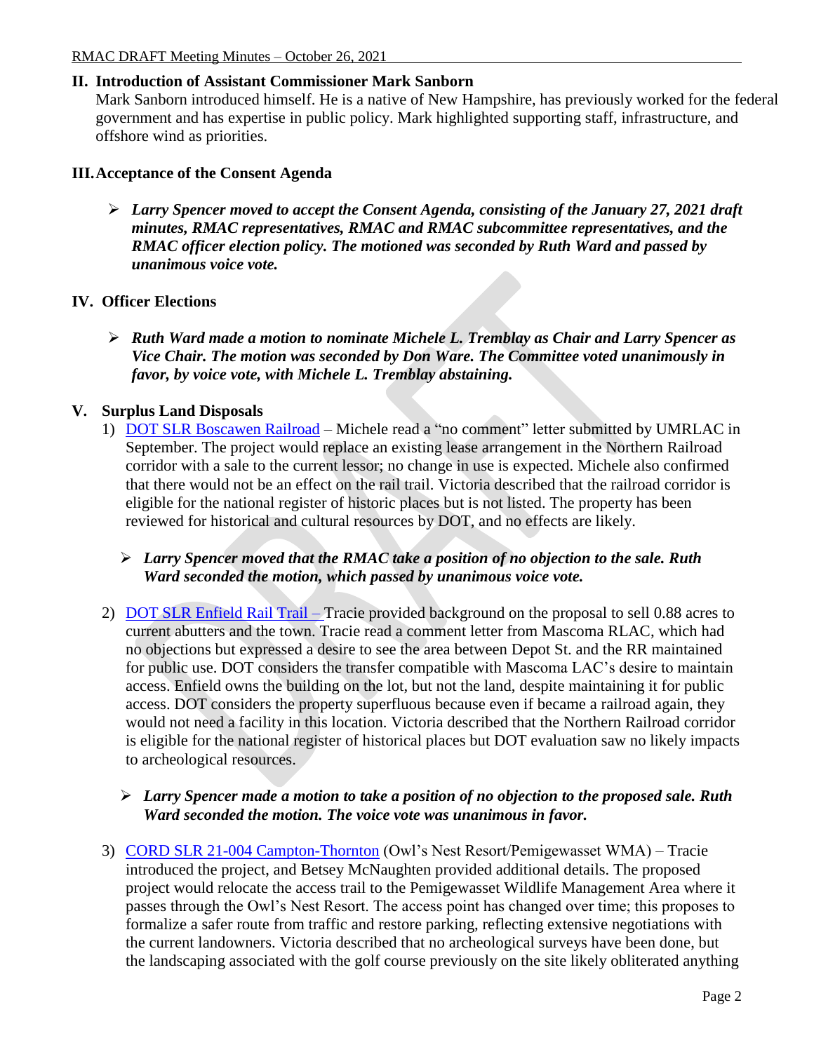## II. Introduction of Assistant Commissioner Mark Sanborn

Mark Sanborn introduced himself. He is a native of New Hampshire, has previously worked for the federal government and has expertise in public policy. Mark highlighted supporting staff, infrastructure, and offshore wind as priorities.

## III. Acceptance of the Consent Agenda

- ***Larry Spencer moved to accept the Consent Agenda, consisting of the January 27, 2021 draft minutes, RMAC representatives, RMAC and RMAC subcommittee representatives, and the RMAC officer election policy. The motioned was seconded by Ruth Ward and passed by unanimous voice vote.***

## IV. Officer Elections

- ***Ruth Ward made a motion to nominate Michele L. Tremblay as Chair and Larry Spencer as Vice Chair. The motion was seconded by Don Ware. The Committee voted unanimously in favor, by voice vote, with Michele L. Tremblay abstaining.***

## V. Surplus Land Disposals

1) DOT SLR Boscawen Railroad – Michele read a "no comment" letter submitted by UMRLAC in September. The project would replace an existing lease arrangement in the Northern Railroad corridor with a sale to the current lessor; no change in use is expected. Michele also confirmed that there would not be an effect on the rail trail. Victoria described that the railroad corridor is eligible for the national register of historic places but is not listed. The property has been reviewed for historical and cultural resources by DOT, and no effects are likely.

   - ***Larry Spencer moved that the RMAC take a position of no objection to the sale. Ruth Ward seconded the motion, which passed by unanimous voice vote.***

2) DOT SLR Enfield Rail Trail – Tracie provided background on the proposal to sell 0.88 acres to current abutters and the town. Tracie read a comment letter from Mascoma RLAC, which had no objections but expressed a desire to see the area between Depot St. and the RR maintained for public use. DOT considers the transfer compatible with Mascoma LAC's desire to maintain access. Enfield owns the building on the lot, but not the land, despite maintaining it for public access. DOT considers the property superfluous because even if became a railroad again, they would not need a facility in this location. Victoria described that the Northern Railroad corridor is eligible for the national register of historical places but DOT evaluation saw no likely impacts to archeological resources.

   - ***Larry Spencer made a motion to take a position of no objection to the proposed sale. Ruth Ward seconded the motion. The voice vote was unanimous in favor.***

3) CORD SLR 21-004 Campton-Thornton (Owl's Nest Resort/Pemigewasset WMA) – Tracie introduced the project, and Betsey McNaughten provided additional details. The proposed project would relocate the access trail to the Pemigewasset Wildlife Management Area where it passes through the Owl's Nest Resort. The access point has changed over time; this proposes to formalize a safer route from traffic and restore parking, reflecting extensive negotiations with the current landowners. Victoria described that no archeological surveys have been done, but the landscaping associated with the golf course previously on the site likely obliterated anything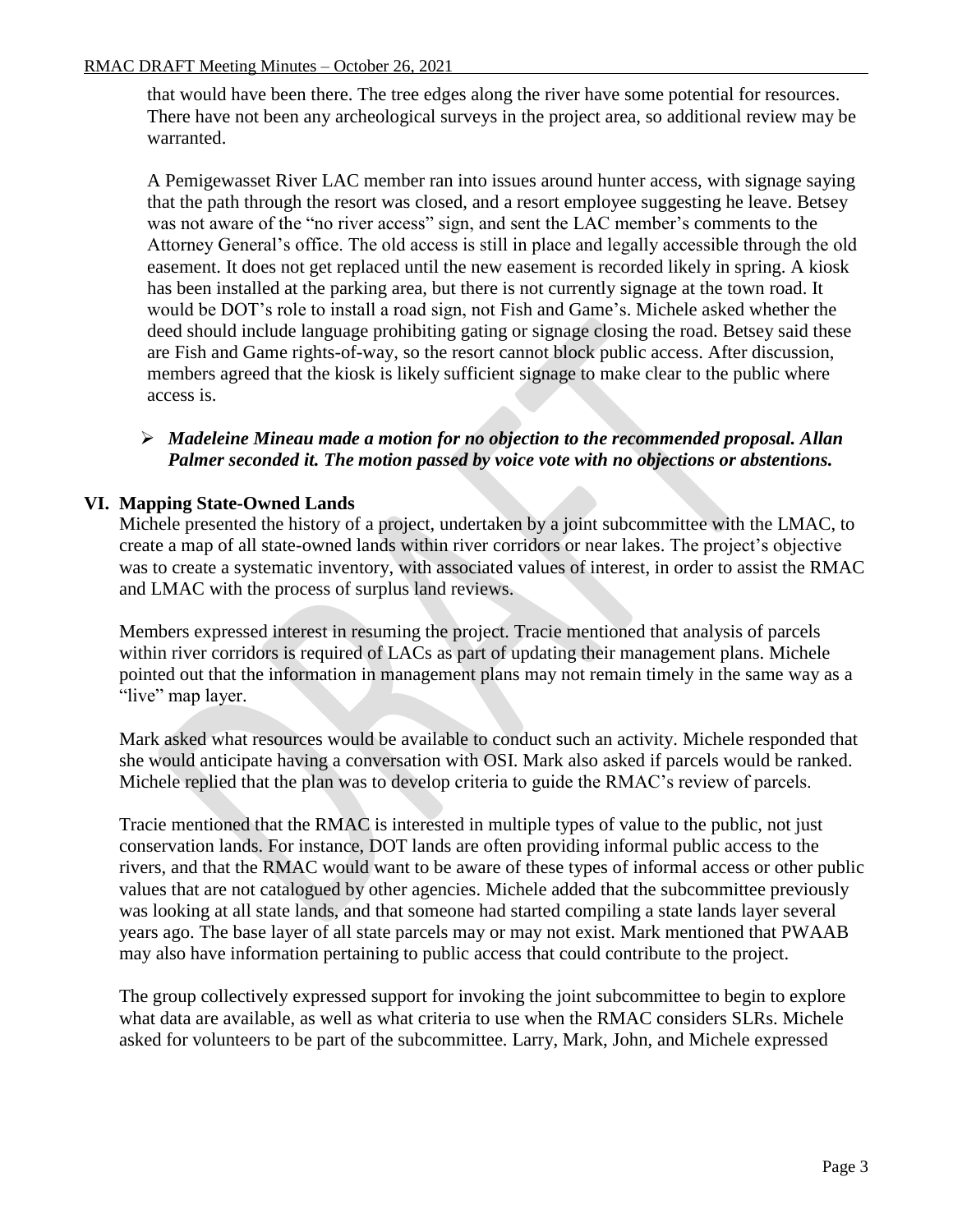that would have been there. The tree edges along the river have some potential for resources. There have not been any archeological surveys in the project area, so additional review may be warranted.

A Pemigewasset River LAC member ran into issues around hunter access, with signage saying that the path through the resort was closed, and a resort employee suggesting he leave. Betsey was not aware of the "no river access" sign, and sent the LAC member's comments to the Attorney General's office. The old access is still in place and legally accessible through the old easement. It does not get replaced until the new easement is recorded likely in spring. A kiosk has been installed at the parking area, but there is not currently signage at the town road. It would be DOT's role to install a road sign, not Fish and Game's. Michele asked whether the deed should include language prohibiting gating or signage closing the road. Betsey said these are Fish and Game rights-of-way, so the resort cannot block public access. After discussion, members agreed that the kiosk is likely sufficient signage to make clear to the public where access is.

- ***Madeleine Mineau made a motion for no objection to the recommended proposal. Allan Palmer seconded it. The motion passed by voice vote with no objections or abstentions.***

## VI. Mapping State-Owned Lands

Michele presented the history of a project, undertaken by a joint subcommittee with the LMAC, to create a map of all state-owned lands within river corridors or near lakes. The project's objective was to create a systematic inventory, with associated values of interest, in order to assist the RMAC and LMAC with the process of surplus land reviews.

Members expressed interest in resuming the project. Tracie mentioned that analysis of parcels within river corridors is required of LACs as part of updating their management plans. Michele pointed out that the information in management plans may not remain timely in the same way as a "live" map layer.

Mark asked what resources would be available to conduct such an activity. Michele responded that she would anticipate having a conversation with OSI. Mark also asked if parcels would be ranked. Michele replied that the plan was to develop criteria to guide the RMAC's review of parcels.

Tracie mentioned that the RMAC is interested in multiple types of value to the public, not just conservation lands. For instance, DOT lands are often providing informal public access to the rivers, and that the RMAC would want to be aware of these types of informal access or other public values that are not catalogued by other agencies. Michele added that the subcommittee previously was looking at all state lands, and that someone had started compiling a state lands layer several years ago. The base layer of all state parcels may or may not exist. Mark mentioned that PWAAB may also have information pertaining to public access that could contribute to the project.

The group collectively expressed support for invoking the joint subcommittee to begin to explore what data are available, as well as what criteria to use when the RMAC considers SLRs. Michele asked for volunteers to be part of the subcommittee. Larry, Mark, John, and Michele expressed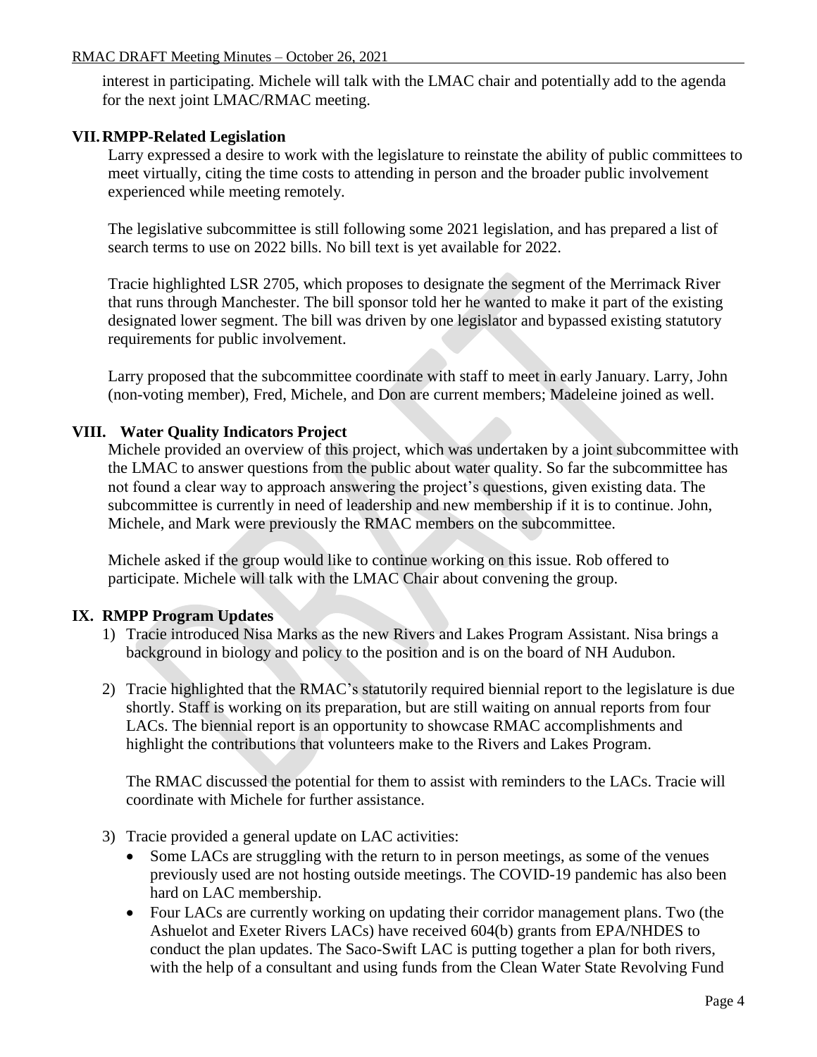interest in participating. Michele will talk with the LMAC chair and potentially add to the agenda for the next joint LMAC/RMAC meeting.

## VII. RMPP-Related Legislation

Larry expressed a desire to work with the legislature to reinstate the ability of public committees to meet virtually, citing the time costs to attending in person and the broader public involvement experienced while meeting remotely.

The legislative subcommittee is still following some 2021 legislation, and has prepared a list of search terms to use on 2022 bills. No bill text is yet available for 2022.

Tracie highlighted LSR 2705, which proposes to designate the segment of the Merrimack River that runs through Manchester. The bill sponsor told her he wanted to make it part of the existing designated lower segment. The bill was driven by one legislator and bypassed existing statutory requirements for public involvement.

Larry proposed that the subcommittee coordinate with staff to meet in early January. Larry, John (non-voting member), Fred, Michele, and Don are current members; Madeleine joined as well.

## VIII. Water Quality Indicators Project

Michele provided an overview of this project, which was undertaken by a joint subcommittee with the LMAC to answer questions from the public about water quality. So far the subcommittee has not found a clear way to approach answering the project's questions, given existing data. The subcommittee is currently in need of leadership and new membership if it is to continue. John, Michele, and Mark were previously the RMAC members on the subcommittee.

Michele asked if the group would like to continue working on this issue. Rob offered to participate. Michele will talk with the LMAC Chair about convening the group.

## IX. RMPP Program Updates

1) Tracie introduced Nisa Marks as the new Rivers and Lakes Program Assistant. Nisa brings a background in biology and policy to the position and is on the board of NH Audubon.

2) Tracie highlighted that the RMAC's statutorily required biennial report to the legislature is due shortly. Staff is working on its preparation, but are still waiting on annual reports from four LACs. The biennial report is an opportunity to showcase RMAC accomplishments and highlight the contributions that volunteers make to the Rivers and Lakes Program.

   The RMAC discussed the potential for them to assist with reminders to the LACs. Tracie will coordinate with Michele for further assistance.

3) Tracie provided a general update on LAC activities:
   - Some LACs are struggling with the return to in person meetings, as some of the venues previously used are not hosting outside meetings. The COVID-19 pandemic has also been hard on LAC membership.
   - Four LACs are currently working on updating their corridor management plans. Two (the Ashuelot and Exeter Rivers LACs) have received 604(b) grants from EPA/NHDES to conduct the plan updates. The Saco-Swift LAC is putting together a plan for both rivers, with the help of a consultant and using funds from the Clean Water State Revolving Fund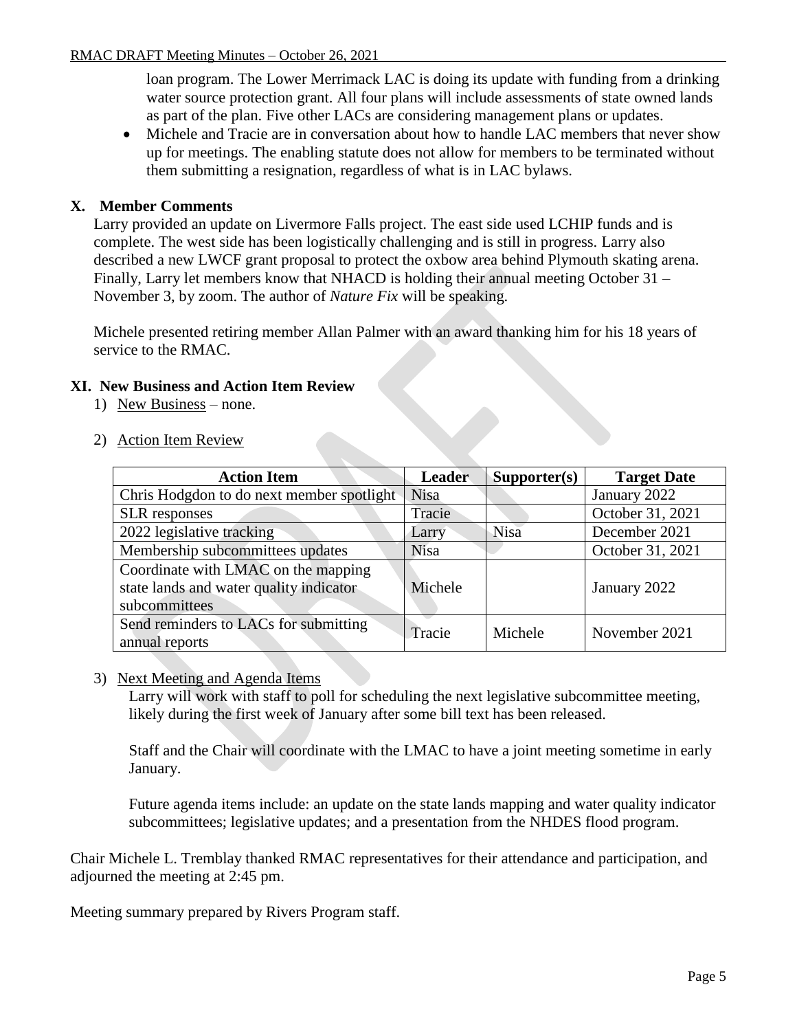loan program. The Lower Merrimack LAC is doing its update with funding from a drinking water source protection grant. All four plans will include assessments of state owned lands as part of the plan. Five other LACs are considering management plans or updates.

- Michele and Tracie are in conversation about how to handle LAC members that never show up for meetings. The enabling statute does not allow for members to be terminated without them submitting a resignation, regardless of what is in LAC bylaws.

## X. Member Comments

Larry provided an update on Livermore Falls project. The east side used LCHIP funds and is complete. The west side has been logistically challenging and is still in progress. Larry also described a new LWCF grant proposal to protect the oxbow area behind Plymouth skating arena. Finally, Larry let members know that NHACD is holding their annual meeting October 31 – November 3, by zoom. The author of *Nature Fix* will be speaking.

Michele presented retiring member Allan Palmer with an award thanking him for his 18 years of service to the RMAC.

## XI. New Business and Action Item Review

1) New Business – none.

2) Action Item Review

| Action Item | Leader | Supporter(s) | Target Date |
|---|---|---|---|
| Chris Hodgdon to do next member spotlight | Nisa | | January 2022 |
| SLR responses | Tracie | | October 31, 2021 |
| 2022 legislative tracking | Larry | Nisa | December 2021 |
| Membership subcommittees updates | Nisa | | October 31, 2021 |
| Coordinate with LMAC on the mapping state lands and water quality indicator subcommittees | Michele | | January 2022 |
| Send reminders to LACs for submitting annual reports | Tracie | Michele | November 2021 |

3) Next Meeting and Agenda Items

Larry will work with staff to poll for scheduling the next legislative subcommittee meeting, likely during the first week of January after some bill text has been released.

Staff and the Chair will coordinate with the LMAC to have a joint meeting sometime in early January.

Future agenda items include: an update on the state lands mapping and water quality indicator subcommittees; legislative updates; and a presentation from the NHDES flood program.

Chair Michele L. Tremblay thanked RMAC representatives for their attendance and participation, and adjourned the meeting at 2:45 pm.

Meeting summary prepared by Rivers Program staff.